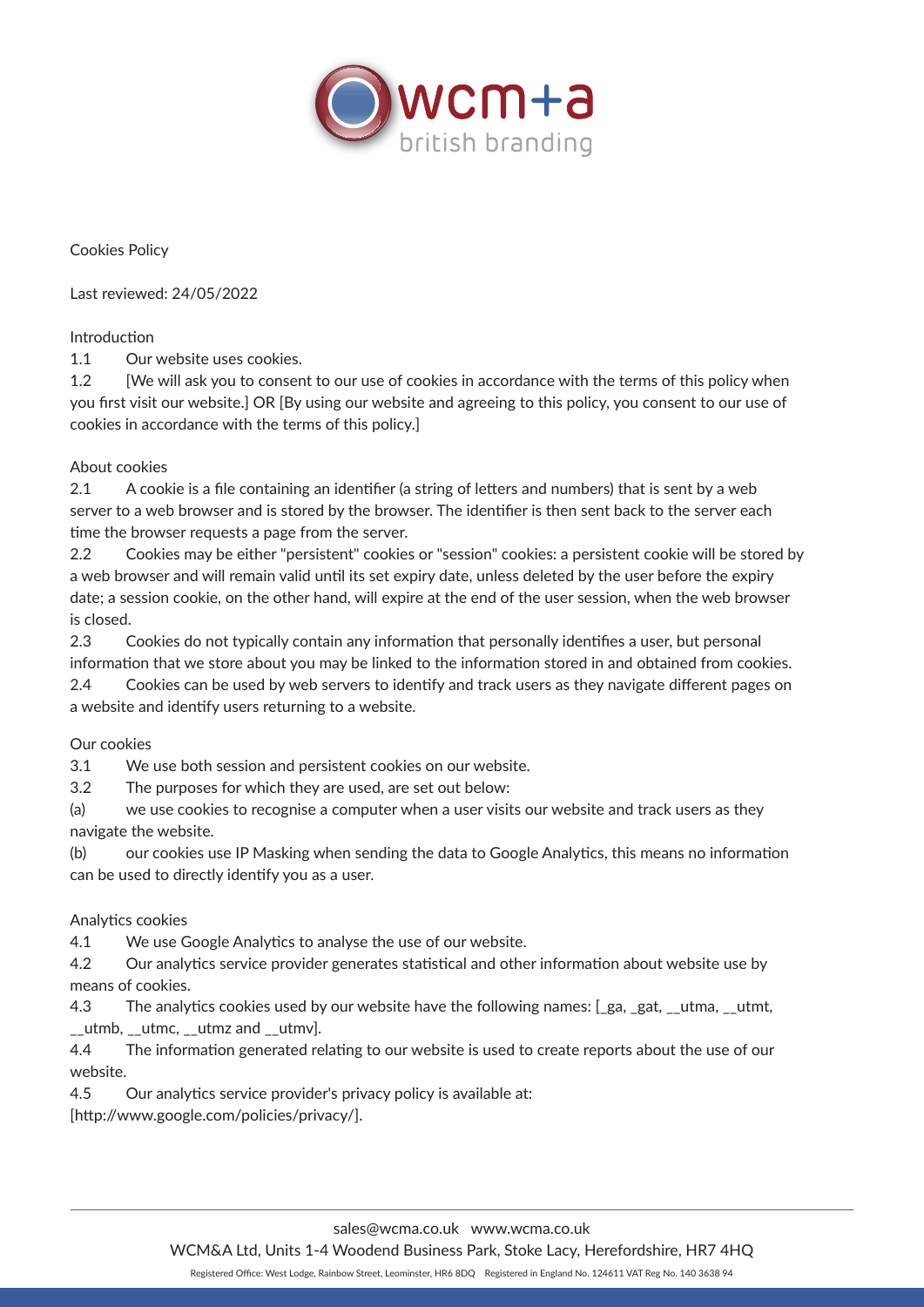# Cookies Policy

Last reviewed: 24/05/2022

## Introduction

1.1 Our website uses cookies.

1.2 [We will ask you to consent to our use of cookies in accordance with the terms of this policy when you first visit our website.] OR [By using our website and agreeing to this policy, you consent to our use of cookies in accordance with the terms of this policy.]

## About cookies

2.1 A cookie is a file containing an identifier (a string of letters and numbers) that is sent by a web server to a web browser and is stored by the browser. The identifier is then sent back to the server each time the browser requests a page from the server.

2.2 Cookies may be either "persistent" cookies or "session" cookies: a persistent cookie will be stored by a web browser and will remain valid until its set expiry date, unless deleted by the user before the expiry date; a session cookie, on the other hand, will expire at the end of the user session, when the web browser is closed.

2.3 Cookies do not typically contain any information that personally identifies a user, but personal information that we store about you may be linked to the information stored in and obtained from cookies.

2.4 Cookies can be used by web servers to identify and track users as they navigate different pages on a website and identify users returning to a website.

## Our cookies

3.1 We use both session and persistent cookies on our website.

3.2 The purposes for which they are used, are set out below:

(a) we use cookies to recognise a computer when a user visits our website and track users as they navigate the website.

(b) our cookies use IP Masking when sending the data to Google Analytics, this means no information can be used to directly identify you as a user.

## Analytics cookies

4.1 We use Google Analytics to analyse the use of our website.

4.2 Our analytics service provider generates statistical and other information about website use by means of cookies.

4.3 The analytics cookies used by our website have the following names: [_ga, _gat, __utma, __utmt, __utmb, __utmc, __utmz and __utmv].

4.4 The information generated relating to our website is used to create reports about the use of our website.

4.5 Our analytics service provider's privacy policy is available at: [http://www.google.com/policies/privacy/].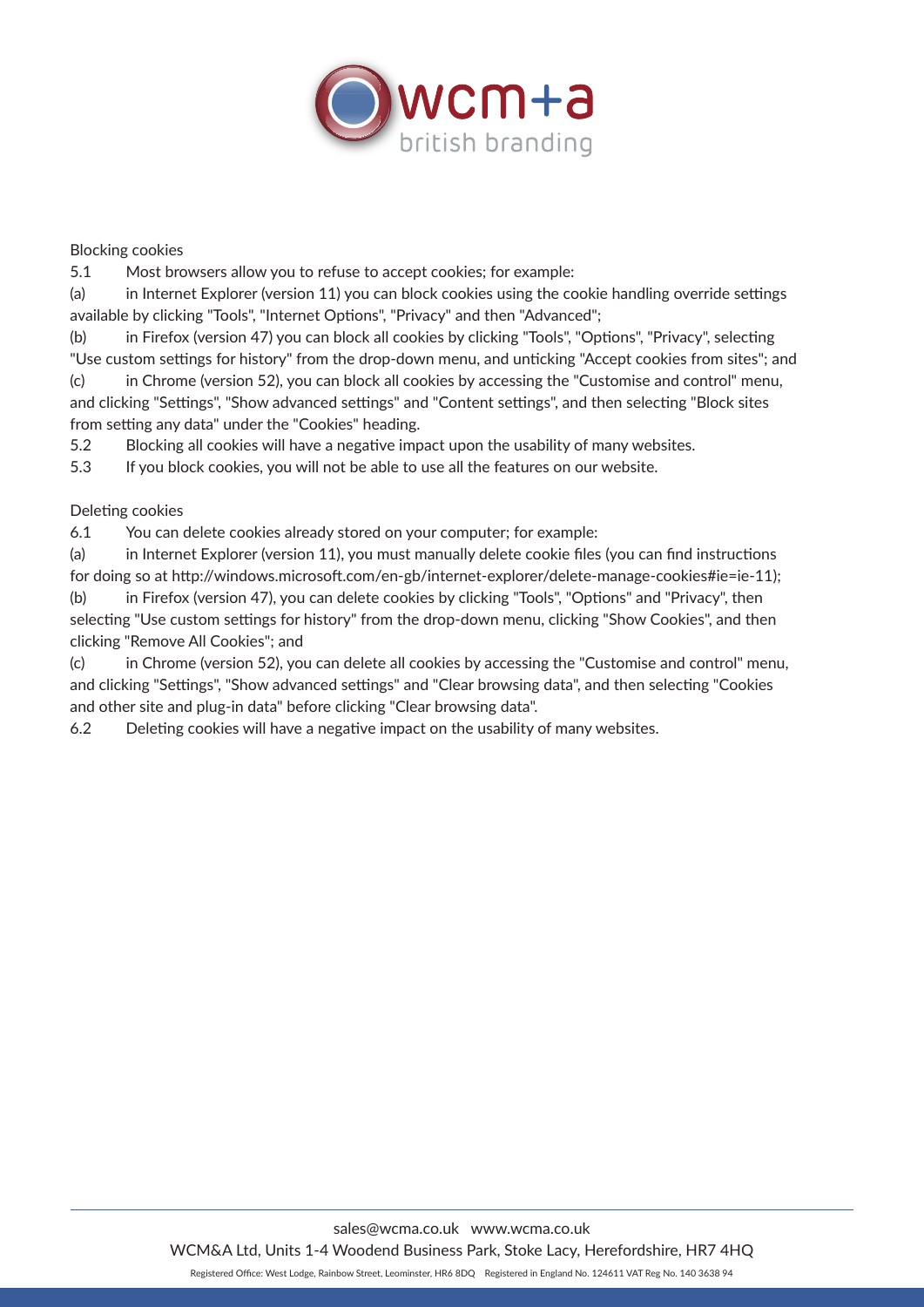Blocking cookies

5.1 Most browsers allow you to refuse to accept cookies; for example:

(a) in Internet Explorer (version 11) you can block cookies using the cookie handling override settings available by clicking "Tools", "Internet Options", "Privacy" and then "Advanced";

(b) in Firefox (version 47) you can block all cookies by clicking "Tools", "Options", "Privacy", selecting "Use custom settings for history" from the drop-down menu, and unticking "Accept cookies from sites"; and

(c) in Chrome (version 52), you can block all cookies by accessing the "Customise and control" menu, and clicking "Settings", "Show advanced settings" and "Content settings", and then selecting "Block sites from setting any data" under the "Cookies" heading.

5.2 Blocking all cookies will have a negative impact upon the usability of many websites.

5.3 If you block cookies, you will not be able to use all the features on our website.

Deleting cookies

6.1 You can delete cookies already stored on your computer; for example:

(a) in Internet Explorer (version 11), you must manually delete cookie files (you can find instructions for doing so at http://windows.microsoft.com/en-gb/internet-explorer/delete-manage-cookies#ie=ie-11);

(b) in Firefox (version 47), you can delete cookies by clicking "Tools", "Options" and "Privacy", then selecting "Use custom settings for history" from the drop-down menu, clicking "Show Cookies", and then clicking "Remove All Cookies"; and

(c) in Chrome (version 52), you can delete all cookies by accessing the "Customise and control" menu, and clicking "Settings", "Show advanced settings" and "Clear browsing data", and then selecting "Cookies and other site and plug-in data" before clicking "Clear browsing data".

6.2 Deleting cookies will have a negative impact on the usability of many websites.